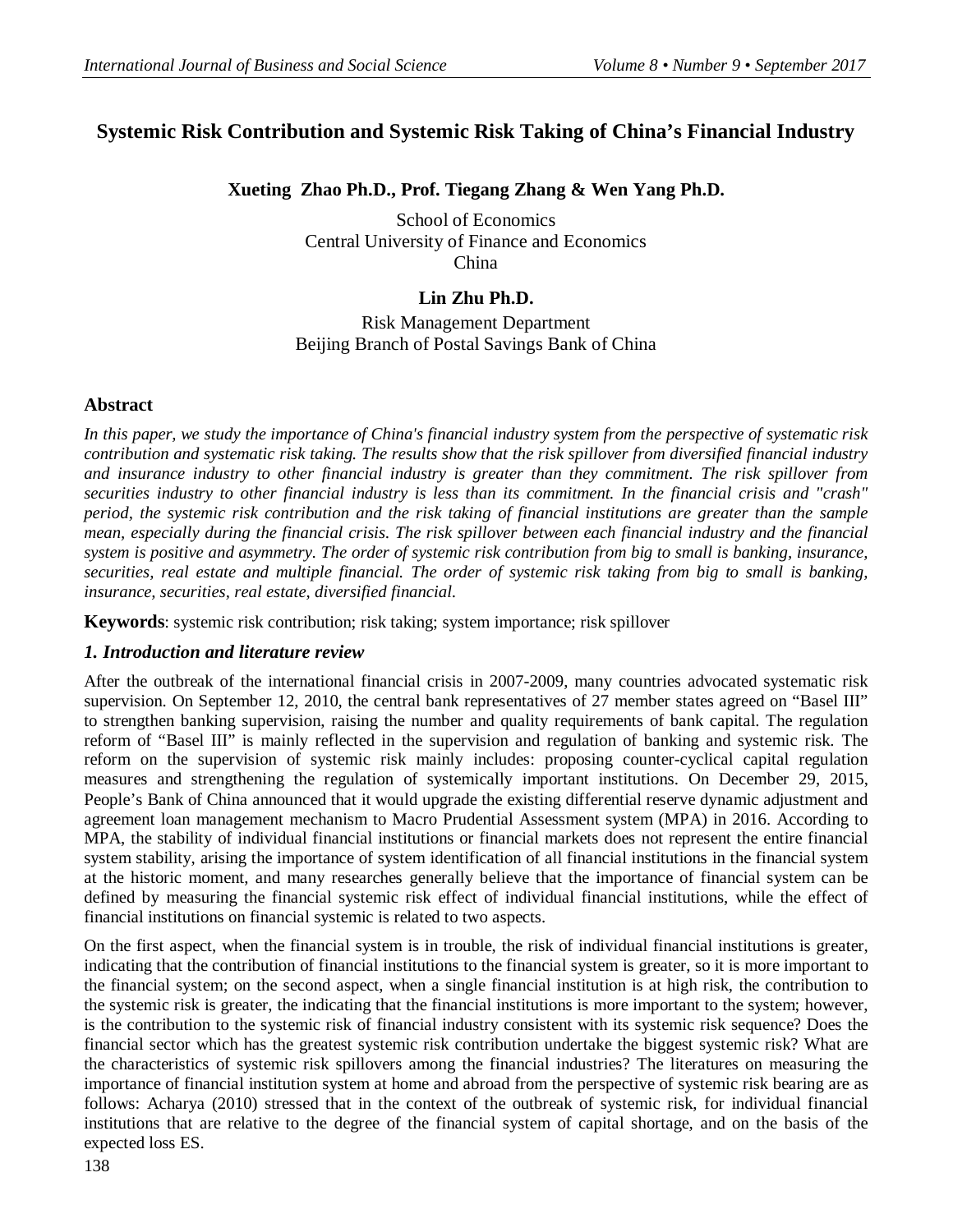# Systemic Risk Contribution and Systemic Risk Taking of China's Financial Industry

**Xueting Zhao Ph.D., Prof. Tiegang Zhang & Wen Yang Ph.D.**

School of Economics
Central University of Finance and Economics
China

**Lin Zhu Ph.D.**

Risk Management Department
Beijing Branch of Postal Savings Bank of China

## Abstract

*In this paper, we study the importance of China's financial industry system from the perspective of systematic risk contribution and systematic risk taking. The results show that the risk spillover from diversified financial industry and insurance industry to other financial industry is greater than they commitment. The risk spillover from securities industry to other financial industry is less than its commitment. In the financial crisis and "crash" period, the systemic risk contribution and the risk taking of financial institutions are greater than the sample mean, especially during the financial crisis. The risk spillover between each financial industry and the financial system is positive and asymmetry. The order of systemic risk contribution from big to small is banking, insurance, securities, real estate and multiple financial. The order of systemic risk taking from big to small is banking, insurance, securities, real estate, diversified financial.*

**Keywords**: systemic risk contribution; risk taking; system importance; risk spillover

## *1. Introduction and literature review*

After the outbreak of the international financial crisis in 2007-2009, many countries advocated systematic risk supervision. On September 12, 2010, the central bank representatives of 27 member states agreed on "Basel III" to strengthen banking supervision, raising the number and quality requirements of bank capital. The regulation reform of "Basel III" is mainly reflected in the supervision and regulation of banking and systemic risk. The reform on the supervision of systemic risk mainly includes: proposing counter-cyclical capital regulation measures and strengthening the regulation of systemically important institutions. On December 29, 2015, People's Bank of China announced that it would upgrade the existing differential reserve dynamic adjustment and agreement loan management mechanism to Macro Prudential Assessment system (MPA) in 2016. According to MPA, the stability of individual financial institutions or financial markets does not represent the entire financial system stability, arising the importance of system identification of all financial institutions in the financial system at the historic moment, and many researches generally believe that the importance of financial system can be defined by measuring the financial systemic risk effect of individual financial institutions, while the effect of financial institutions on financial systemic is related to two aspects.

On the first aspect, when the financial system is in trouble, the risk of individual financial institutions is greater, indicating that the contribution of financial institutions to the financial system is greater, so it is more important to the financial system; on the second aspect, when a single financial institution is at high risk, the contribution to the systemic risk is greater, the indicating that the financial institutions is more important to the system; however, is the contribution to the systemic risk of financial industry consistent with its systemic risk sequence? Does the financial sector which has the greatest systemic risk contribution undertake the biggest systemic risk? What are the characteristics of systemic risk spillovers among the financial industries? The literatures on measuring the importance of financial institution system at home and abroad from the perspective of systemic risk bearing are as follows: Acharya (2010) stressed that in the context of the outbreak of systemic risk, for individual financial institutions that are relative to the degree of the financial system of capital shortage, and on the basis of the expected loss ES.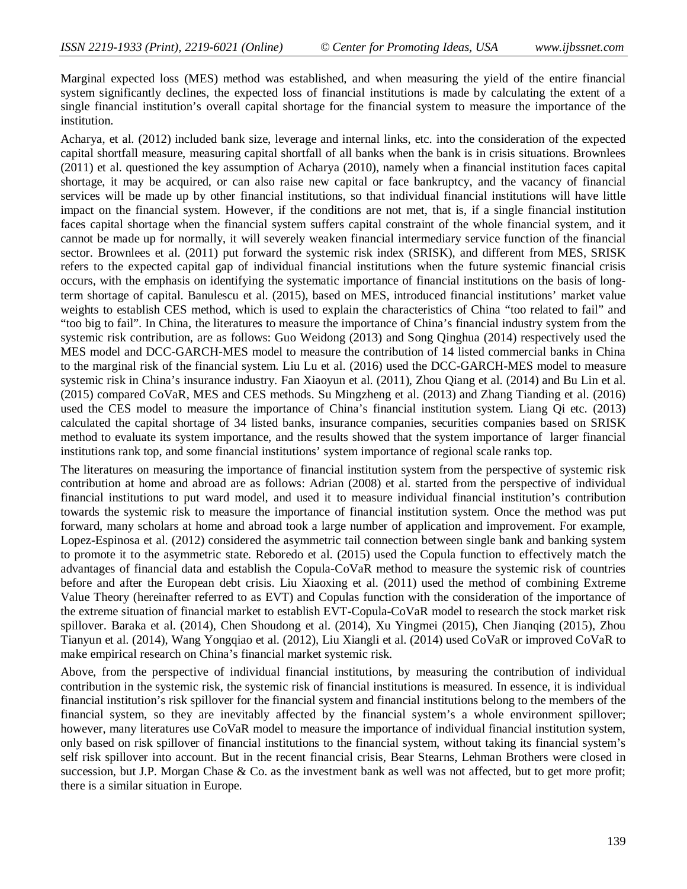Marginal expected loss (MES) method was established, and when measuring the yield of the entire financial system significantly declines, the expected loss of financial institutions is made by calculating the extent of a single financial institution's overall capital shortage for the financial system to measure the importance of the institution.

Acharya, et al. (2012) included bank size, leverage and internal links, etc. into the consideration of the expected capital shortfall measure, measuring capital shortfall of all banks when the bank is in crisis situations. Brownlees (2011) et al. questioned the key assumption of Acharya (2010), namely when a financial institution faces capital shortage, it may be acquired, or can also raise new capital or face bankruptcy, and the vacancy of financial services will be made up by other financial institutions, so that individual financial institutions will have little impact on the financial system. However, if the conditions are not met, that is, if a single financial institution faces capital shortage when the financial system suffers capital constraint of the whole financial system, and it cannot be made up for normally, it will severely weaken financial intermediary service function of the financial sector. Brownlees et al. (2011) put forward the systemic risk index (SRISK), and different from MES, SRISK refers to the expected capital gap of individual financial institutions when the future systemic financial crisis occurs, with the emphasis on identifying the systematic importance of financial institutions on the basis of long-term shortage of capital. Banulescu et al. (2015), based on MES, introduced financial institutions' market value weights to establish CES method, which is used to explain the characteristics of China "too related to fail" and "too big to fail". In China, the literatures to measure the importance of China's financial industry system from the systemic risk contribution, are as follows: Guo Weidong (2013) and Song Qinghua (2014) respectively used the MES model and DCC-GARCH-MES model to measure the contribution of 14 listed commercial banks in China to the marginal risk of the financial system. Liu Lu et al. (2016) used the DCC-GARCH-MES model to measure systemic risk in China's insurance industry. Fan Xiaoyun et al. (2011), Zhou Qiang et al. (2014) and Bu Lin et al. (2015) compared CoVaR, MES and CES methods. Su Mingzheng et al. (2013) and Zhang Tianding et al. (2016) used the CES model to measure the importance of China's financial institution system. Liang Qi etc. (2013) calculated the capital shortage of 34 listed banks, insurance companies, securities companies based on SRISK method to evaluate its system importance, and the results showed that the system importance of larger financial institutions rank top, and some financial institutions' system importance of regional scale ranks top.

The literatures on measuring the importance of financial institution system from the perspective of systemic risk contribution at home and abroad are as follows: Adrian (2008) et al. started from the perspective of individual financial institutions to put ward model, and used it to measure individual financial institution's contribution towards the systemic risk to measure the importance of financial institution system. Once the method was put forward, many scholars at home and abroad took a large number of application and improvement. For example, Lopez-Espinosa et al. (2012) considered the asymmetric tail connection between single bank and banking system to promote it to the asymmetric state. Reboredo et al. (2015) used the Copula function to effectively match the advantages of financial data and establish the Copula-CoVaR method to measure the systemic risk of countries before and after the European debt crisis. Liu Xiaoxing et al. (2011) used the method of combining Extreme Value Theory (hereinafter referred to as EVT) and Copulas function with the consideration of the importance of the extreme situation of financial market to establish EVT-Copula-CoVaR model to research the stock market risk spillover. Baraka et al. (2014), Chen Shoudong et al. (2014), Xu Yingmei (2015), Chen Jianqing (2015), Zhou Tianyun et al. (2014), Wang Yongqiao et al. (2012), Liu Xiangli et al. (2014) used CoVaR or improved CoVaR to make empirical research on China's financial market systemic risk.

Above, from the perspective of individual financial institutions, by measuring the contribution of individual contribution in the systemic risk, the systemic risk of financial institutions is measured. In essence, it is individual financial institution's risk spillover for the financial system and financial institutions belong to the members of the financial system, so they are inevitably affected by the financial system's a whole environment spillover; however, many literatures use CoVaR model to measure the importance of individual financial institution system, only based on risk spillover of financial institutions to the financial system, without taking its financial system's self risk spillover into account. But in the recent financial crisis, Bear Stearns, Lehman Brothers were closed in succession, but J.P. Morgan Chase & Co. as the investment bank as well was not affected, but to get more profit; there is a similar situation in Europe.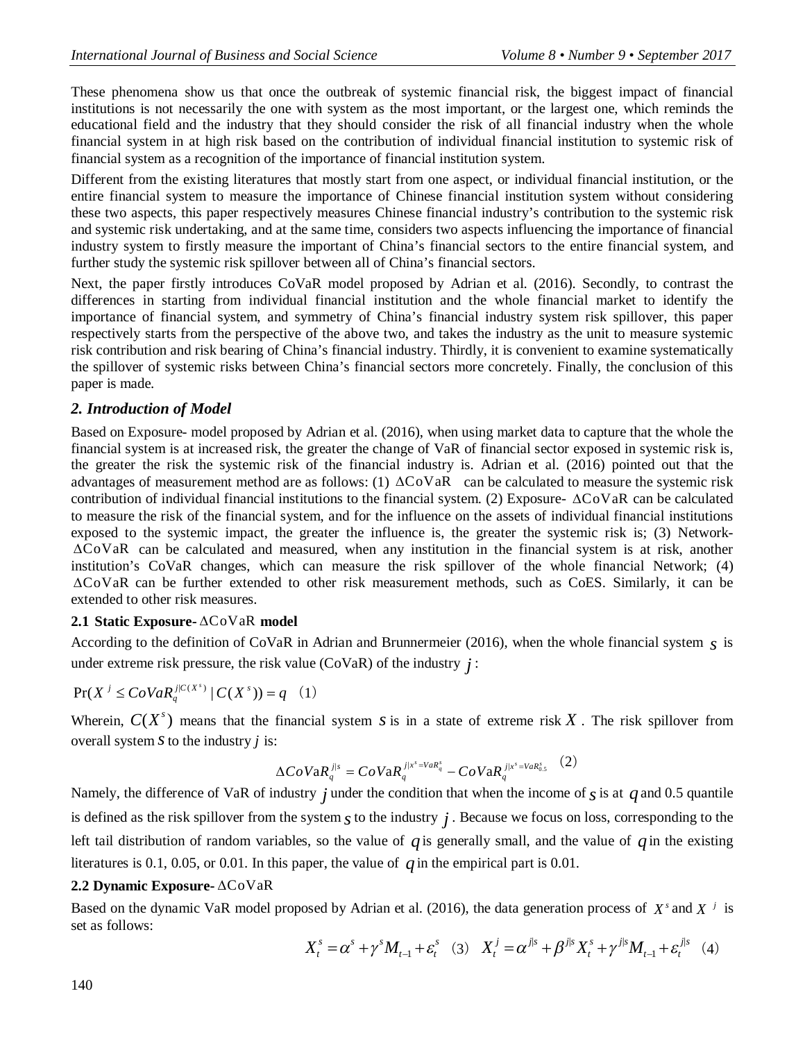These phenomena show us that once the outbreak of systemic financial risk, the biggest impact of financial institutions is not necessarily the one with system as the most important, or the largest one, which reminds the educational field and the industry that they should consider the risk of all financial industry when the whole financial system in at high risk based on the contribution of individual financial institution to systemic risk of financial system as a recognition of the importance of financial institution system.

Different from the existing literatures that mostly start from one aspect, or individual financial institution, or the entire financial system to measure the importance of Chinese financial institution system without considering these two aspects, this paper respectively measures Chinese financial industry's contribution to the systemic risk and systemic risk undertaking, and at the same time, considers two aspects influencing the importance of financial industry system to firstly measure the important of China's financial sectors to the entire financial system, and further study the systemic risk spillover between all of China's financial sectors.

Next, the paper firstly introduces CoVaR model proposed by Adrian et al. (2016). Secondly, to contrast the differences in starting from individual financial institution and the whole financial market to identify the importance of financial system, and symmetry of China's financial industry system risk spillover, this paper respectively starts from the perspective of the above two, and takes the industry as the unit to measure systemic risk contribution and risk bearing of China's financial industry. Thirdly, it is convenient to examine systematically the spillover of systemic risks between China's financial sectors more concretely. Finally, the conclusion of this paper is made.

## *2. Introduction of Model*

Based on Exposure- model proposed by Adrian et al. (2016), when using market data to capture that the whole the financial system is at increased risk, the greater the change of VaR of financial sector exposed in systemic risk is, the greater the risk the systemic risk of the financial industry is. Adrian et al. (2016) pointed out that the advantages of measurement method are as follows: (1) $\Delta\text{CoVaR}$ can be calculated to measure the systemic risk contribution of individual financial institutions to the financial system. (2) Exposure- $\Delta\text{CoVaR}$ can be calculated to measure the risk of the financial system, and for the influence on the assets of individual financial institutions exposed to the systemic impact, the greater the influence is, the greater the systemic risk is; (3) Network- $\Delta\text{CoVaR}$ can be calculated and measured, when any institution in the financial system is at risk, another institution's CoVaR changes, which can measure the risk spillover of the whole financial Network; (4) $\Delta\text{CoVaR}$ can be further extended to other risk measurement methods, such as CoES. Similarly, it can be extended to other risk measures.

### 2.1 Static Exposure- $\Delta\text{CoVaR}$ model

According to the definition of CoVaR in Adrian and Brunnermeier (2016), when the whole financial system $s$ is under extreme risk pressure, the risk value (CoVaR) of the industry $j$:

$$\Pr(X^{j} \le CoVaR_q^{j|C(X^s)} \mid C(X^s)) = q \quad (1)$$

Wherein, $C(X^s)$ means that the financial system $s$ is in a state of extreme risk $X$. The risk spillover from overall system $s$ to the industry $j$ is:

$$\Delta CoVaR_q^{j|s} = CoVaR_q^{j|x^s = VaR_q^s} - CoVaR_q^{j|x^s = VaR_{0.5}^s} \quad (2)$$

Namely, the difference of VaR of industry $j$ under the condition that when the income of $s$ is at $q$ and 0.5 quantile is defined as the risk spillover from the system $s$ to the industry $j$. Because we focus on loss, corresponding to the left tail distribution of random variables, so the value of $q$ is generally small, and the value of $q$ in the existing literatures is 0.1, 0.05, or 0.01. In this paper, the value of $q$ in the empirical part is 0.01.

### 2.2 Dynamic Exposure- $\Delta\text{CoVaR}$

Based on the dynamic VaR model proposed by Adrian et al. (2016), the data generation process of $X^s$ and $X^j$ is set as follows:

$$X_t^s = \alpha^s + \gamma^s M_{t-1} + \varepsilon_t^s \quad (3) \qquad X_t^j = \alpha^{j|s} + \beta^{j|s} X_t^s + \gamma^{j|s} M_{t-1} + \varepsilon_t^{j|s} \quad (4)$$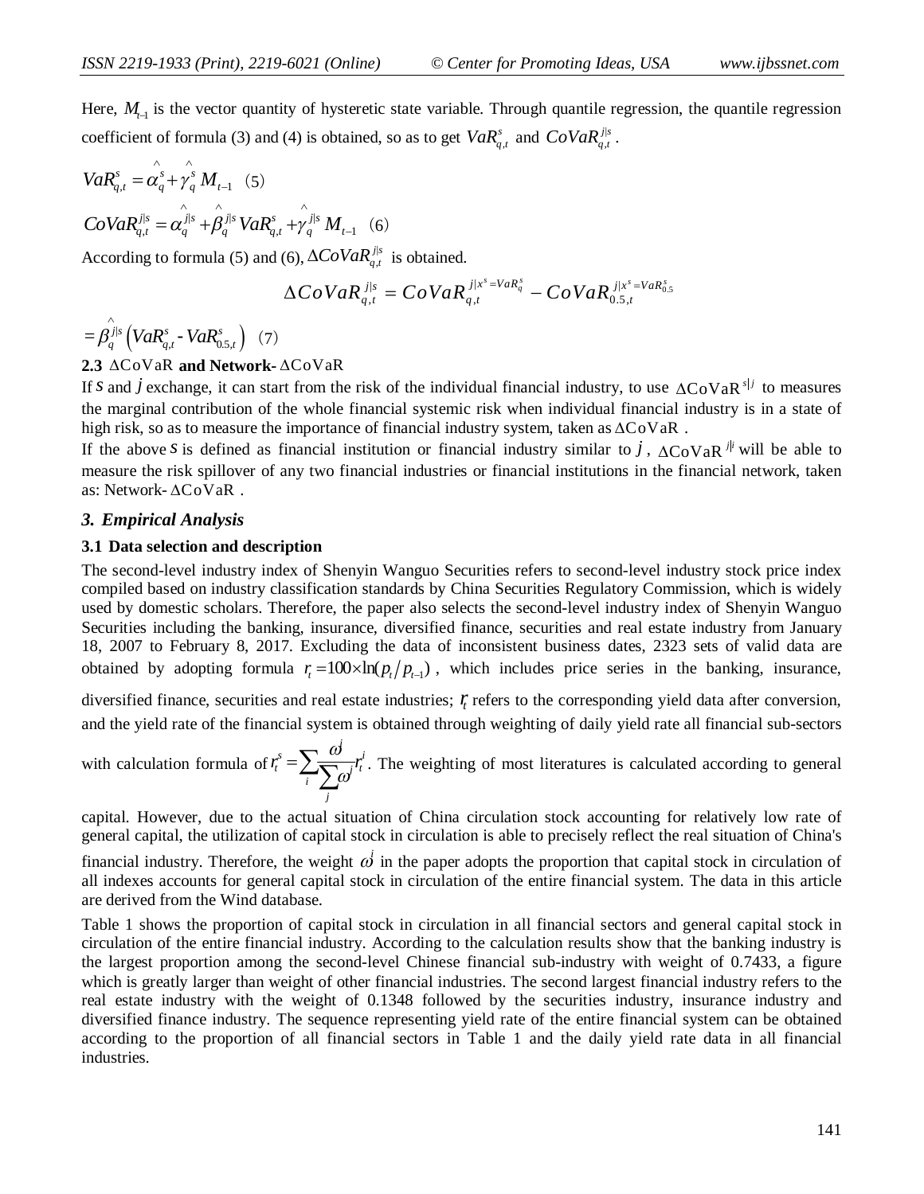Here, $M_{t-1}$ is the vector quantity of hysteretic state variable. Through quantile regression, the quantile regression coefficient of formula (3) and (4) is obtained, so as to get $VaR_{q,t}^{s}$ and $CoVaR_{q,t}^{j|s}$.

$$VaR_{q,t}^{s} = \hat{\alpha}_q^{s} + \hat{\gamma}_q^{s} M_{t-1} \quad (5)$$

$$CoVaR_{q,t}^{j|s} = \hat{\alpha}_q^{j|s} + \hat{\beta}_q^{j|s} VaR_{q,t}^{s} + \hat{\gamma}_q^{j|s} M_{t-1} \quad (6)$$

According to formula (5) and (6), $\Delta CoVaR_{q,t}^{j|s}$ is obtained.

$$\Delta CoVaR_{q,t}^{j|s} = CoVaR_{q,t}^{j|x^s = VaR_q^s} - CoVaR_{0.5,t}^{j|x^s = VaR_{0.5}^s}$$

$$= \hat{\beta}_q^{j|s} \left( VaR_{q,t}^{s} - VaR_{0.5,t}^{s} \right) \quad (7)$$

**2.3 $\Delta$CoVaR and Network-$\Delta$CoVaR**

If $s$ and $j$ exchange, it can start from the risk of the individual financial industry, to use $\Delta \text{CoVaR}^{s|j}$ to measures the marginal contribution of the whole financial systemic risk when individual financial industry is in a state of high risk, so as to measure the importance of financial industry system, taken as $\Delta$CoVaR .

If the above $s$ is defined as financial institution or financial industry similar to $j$, $\Delta \text{CoVaR}^{j|i}$ will be able to measure the risk spillover of any two financial industries or financial institutions in the financial network, taken as: Network-$\Delta$CoVaR .

### *3. Empirical Analysis*

**3.1 Data selection and description**

The second-level industry index of Shenyin Wanguo Securities refers to second-level industry stock price index compiled based on industry classification standards by China Securities Regulatory Commission, which is widely used by domestic scholars. Therefore, the paper also selects the second-level industry index of Shenyin Wanguo Securities including the banking, insurance, diversified finance, securities and real estate industry from January 18, 2007 to February 8, 2017. Excluding the data of inconsistent business dates, 2323 sets of valid data are obtained by adopting formula $r_t = 100 \times \ln(p_t / p_{t-1})$, which includes price series in the banking, insurance, diversified finance, securities and real estate industries; $r_t$ refers to the corresponding yield data after conversion, and the yield rate of the financial system is obtained through weighting of daily yield rate all financial sub-sectors with calculation formula of $r_t^s = \sum_i \frac{\omega^j}{\sum_j \omega^j} r_t^i$. The weighting of most literatures is calculated according to general capital. However, due to the actual situation of China circulation stock accounting for relatively low rate of general capital, the utilization of capital stock in circulation is able to precisely reflect the real situation of China's financial industry. Therefore, the weight $\omega^j$ in the paper adopts the proportion that capital stock in circulation of all indexes accounts for general capital stock in circulation of the entire financial system. The data in this article are derived from the Wind database.

Table 1 shows the proportion of capital stock in circulation in all financial sectors and general capital stock in circulation of the entire financial industry. According to the calculation results show that the banking industry is the largest proportion among the second-level Chinese financial sub-industry with weight of 0.7433, a figure which is greatly larger than weight of other financial industries. The second largest financial industry refers to the real estate industry with the weight of 0.1348 followed by the securities industry, insurance industry and diversified finance industry. The sequence representing yield rate of the entire financial system can be obtained according to the proportion of all financial sectors in Table 1 and the daily yield rate data in all financial industries.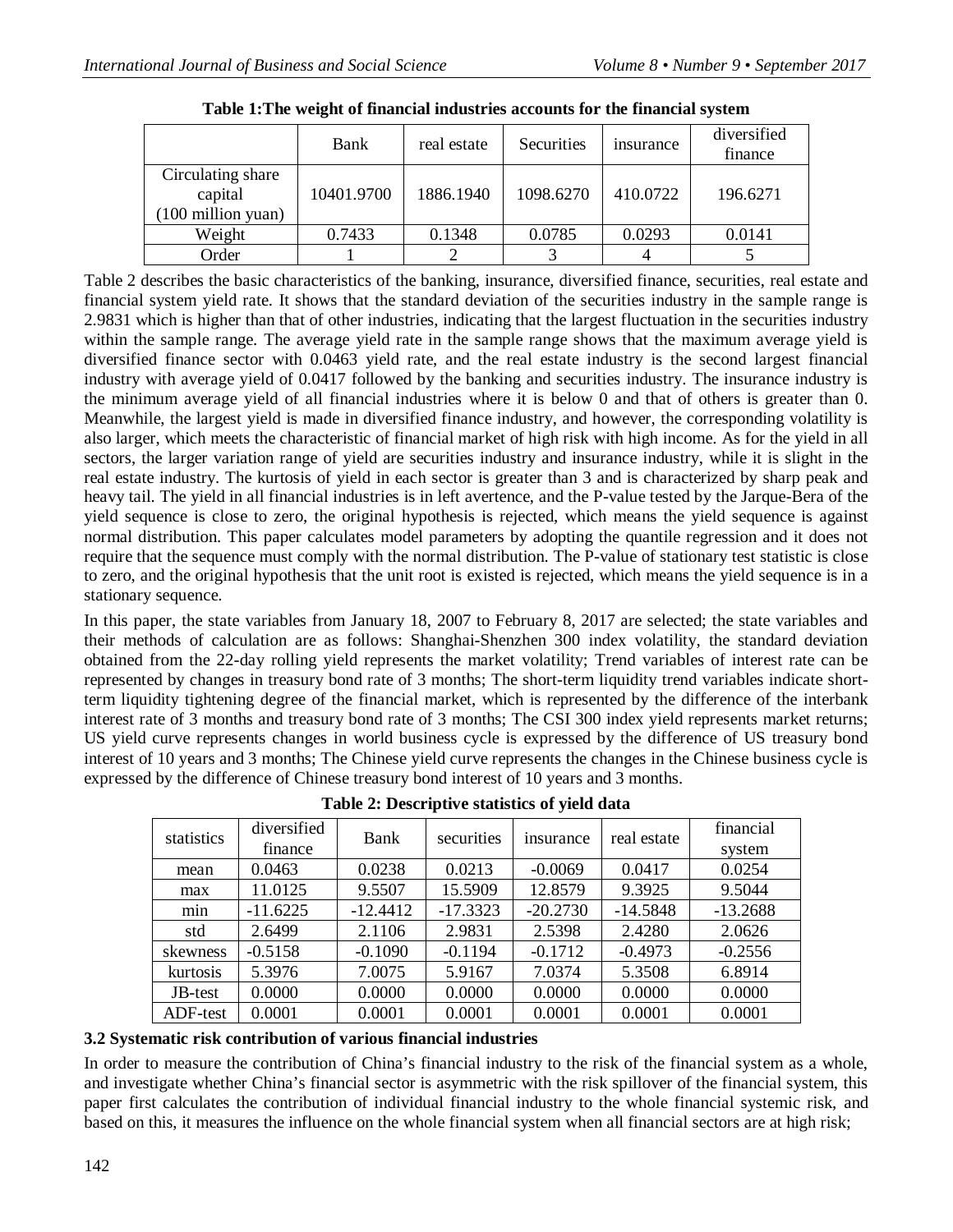**Table 1:The weight of financial industries accounts for the financial system**

| | Bank | real estate | Securities | insurance | diversified finance |
|---|---|---|---|---|---|
| Circulating share capital (100 million yuan) | 10401.9700 | 1886.1940 | 1098.6270 | 410.0722 | 196.6271 |
| Weight | 0.7433 | 0.1348 | 0.0785 | 0.0293 | 0.0141 |
| Order | 1 | 2 | 3 | 4 | 5 |

Table 2 describes the basic characteristics of the banking, insurance, diversified finance, securities, real estate and financial system yield rate. It shows that the standard deviation of the securities industry in the sample range is 2.9831 which is higher than that of other industries, indicating that the largest fluctuation in the securities industry within the sample range. The average yield rate in the sample range shows that the maximum average yield is diversified finance sector with 0.0463 yield rate, and the real estate industry is the second largest financial industry with average yield of 0.0417 followed by the banking and securities industry. The insurance industry is the minimum average yield of all financial industries where it is below 0 and that of others is greater than 0. Meanwhile, the largest yield is made in diversified finance industry, and however, the corresponding volatility is also larger, which meets the characteristic of financial market of high risk with high income. As for the yield in all sectors, the larger variation range of yield are securities industry and insurance industry, while it is slight in the real estate industry. The kurtosis of yield in each sector is greater than 3 and is characterized by sharp peak and heavy tail. The yield in all financial industries is in left avertence, and the P-value tested by the Jarque-Bera of the yield sequence is close to zero, the original hypothesis is rejected, which means the yield sequence is against normal distribution. This paper calculates model parameters by adopting the quantile regression and it does not require that the sequence must comply with the normal distribution. The P-value of stationary test statistic is close to zero, and the original hypothesis that the unit root is existed is rejected, which means the yield sequence is in a stationary sequence.

In this paper, the state variables from January 18, 2007 to February 8, 2017 are selected; the state variables and their methods of calculation are as follows: Shanghai-Shenzhen 300 index volatility, the standard deviation obtained from the 22-day rolling yield represents the market volatility; Trend variables of interest rate can be represented by changes in treasury bond rate of 3 months; The short-term liquidity trend variables indicate short-term liquidity tightening degree of the financial market, which is represented by the difference of the interbank interest rate of 3 months and treasury bond rate of 3 months; The CSI 300 index yield represents market returns; US yield curve represents changes in world business cycle is expressed by the difference of US treasury bond interest of 10 years and 3 months; The Chinese yield curve represents the changes in the Chinese business cycle is expressed by the difference of Chinese treasury bond interest of 10 years and 3 months.

**Table 2: Descriptive statistics of yield data**

| statistics | diversified finance | Bank | securities | insurance | real estate | financial system |
|---|---|---|---|---|---|---|
| mean | 0.0463 | 0.0238 | 0.0213 | -0.0069 | 0.0417 | 0.0254 |
| max | 11.0125 | 9.5507 | 15.5909 | 12.8579 | 9.3925 | 9.5044 |
| min | -11.6225 | -12.4412 | -17.3323 | -20.2730 | -14.5848 | -13.2688 |
| std | 2.6499 | 2.1106 | 2.9831 | 2.5398 | 2.4280 | 2.0626 |
| skewness | -0.5158 | -0.1090 | -0.1194 | -0.1712 | -0.4973 | -0.2556 |
| kurtosis | 5.3976 | 7.0075 | 5.9167 | 7.0374 | 5.3508 | 6.8914 |
| JB-test | 0.0000 | 0.0000 | 0.0000 | 0.0000 | 0.0000 | 0.0000 |
| ADF-test | 0.0001 | 0.0001 | 0.0001 | 0.0001 | 0.0001 | 0.0001 |

### 3.2 Systematic risk contribution of various financial industries

In order to measure the contribution of China's financial industry to the risk of the financial system as a whole, and investigate whether China's financial sector is asymmetric with the risk spillover of the financial system, this paper first calculates the contribution of individual financial industry to the whole financial systemic risk, and based on this, it measures the influence on the whole financial system when all financial sectors are at high risk;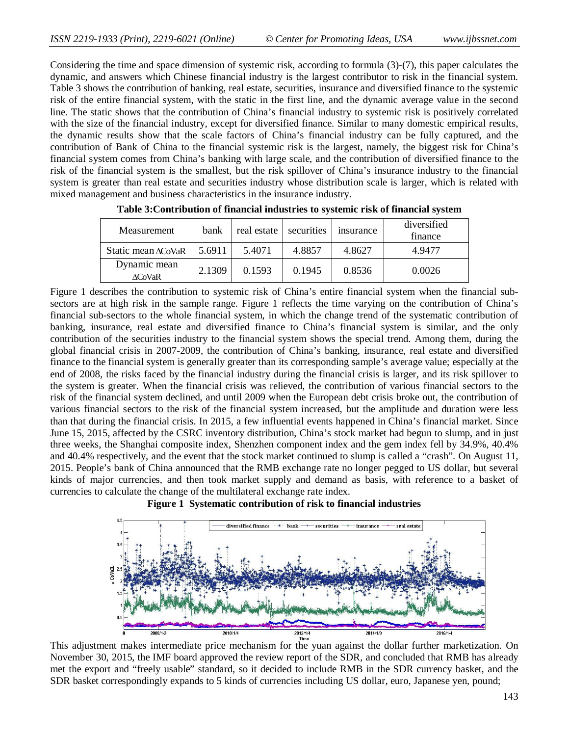Considering the time and space dimension of systemic risk, according to formula (3)-(7), this paper calculates the dynamic, and answers which Chinese financial industry is the largest contributor to risk in the financial system. Table 3 shows the contribution of banking, real estate, securities, insurance and diversified finance to the systemic risk of the entire financial system, with the static in the first line, and the dynamic average value in the second line. The static shows that the contribution of China's financial industry to systemic risk is positively correlated with the size of the financial industry, except for diversified finance. Similar to many domestic empirical results, the dynamic results show that the scale factors of China's financial industry can be fully captured, and the contribution of Bank of China to the financial systemic risk is the largest, namely, the biggest risk for China's financial system comes from China's banking with large scale, and the contribution of diversified finance to the risk of the financial system is the smallest, but the risk spillover of China's insurance industry to the financial system is greater than real estate and securities industry whose distribution scale is larger, which is related with mixed management and business characteristics in the insurance industry.

**Table 3:Contribution of financial industries to systemic risk of financial system**

| Measurement | bank | real estate | securities | insurance | diversified finance |
|---|---|---|---|---|---|
| Static mean $\Delta$CoVaR | 5.6911 | 5.4071 | 4.8857 | 4.8627 | 4.9477 |
| Dynamic mean $\Delta$CoVaR | 2.1309 | 0.1593 | 0.1945 | 0.8536 | 0.0026 |

Figure 1 describes the contribution to systemic risk of China's entire financial system when the financial sub-sectors are at high risk in the sample range. Figure 1 reflects the time varying on the contribution of China's financial sub-sectors to the whole financial system, in which the change trend of the systematic contribution of banking, insurance, real estate and diversified finance to China's financial system is similar, and the only contribution of the securities industry to the financial system shows the special trend. Among them, during the global financial crisis in 2007-2009, the contribution of China's banking, insurance, real estate and diversified finance to the financial system is generally greater than its corresponding sample's average value; especially at the end of 2008, the risks faced by the financial industry during the financial crisis is larger, and its risk spillover to the system is greater. When the financial crisis was relieved, the contribution of various financial sectors to the risk of the financial system declined, and until 2009 when the European debt crisis broke out, the contribution of various financial sectors to the risk of the financial system increased, but the amplitude and duration were less than that during the financial crisis. In 2015, a few influential events happened in China's financial market. Since June 15, 2015, affected by the CSRC inventory distribution, China's stock market had begun to slump, and in just three weeks, the Shanghai composite index, Shenzhen component index and the gem index fell by 34.9%, 40.4% and 40.4% respectively, and the event that the stock market continued to slump is called a "crash". On August 11, 2015. People's bank of China announced that the RMB exchange rate no longer pegged to US dollar, but several kinds of major currencies, and then took market supply and demand as basis, with reference to a basket of currencies to calculate the change of the multilateral exchange rate index.

**Figure 1 Systematic contribution of risk to financial industries**

This adjustment makes intermediate price mechanism for the yuan against the dollar further marketization. On November 30, 2015, the IMF board approved the review report of the SDR, and concluded that RMB has already met the export and "freely usable" standard, so it decided to include RMB in the SDR currency basket, and the SDR basket correspondingly expands to 5 kinds of currencies including US dollar, euro, Japanese yen, pound;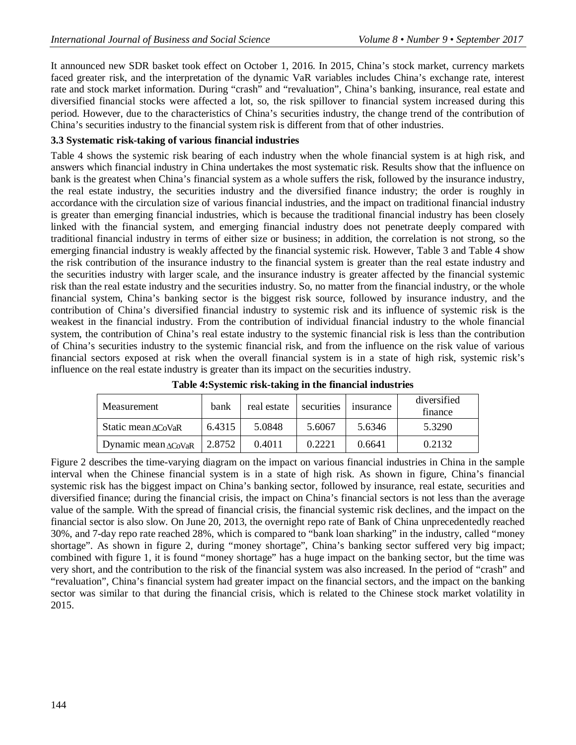It announced new SDR basket took effect on October 1, 2016. In 2015, China's stock market, currency markets faced greater risk, and the interpretation of the dynamic VaR variables includes China's exchange rate, interest rate and stock market information. During "crash" and "revaluation", China's banking, insurance, real estate and diversified financial stocks were affected a lot, so, the risk spillover to financial system increased during this period. However, due to the characteristics of China's securities industry, the change trend of the contribution of China's securities industry to the financial system risk is different from that of other industries.

### 3.3 Systematic risk-taking of various financial industries

Table 4 shows the systemic risk bearing of each industry when the whole financial system is at high risk, and answers which financial industry in China undertakes the most systematic risk. Results show that the influence on bank is the greatest when China's financial system as a whole suffers the risk, followed by the insurance industry, the real estate industry, the securities industry and the diversified finance industry; the order is roughly in accordance with the circulation size of various financial industries, and the impact on traditional financial industry is greater than emerging financial industries, which is because the traditional financial industry has been closely linked with the financial system, and emerging financial industry does not penetrate deeply compared with traditional financial industry in terms of either size or business; in addition, the correlation is not strong, so the emerging financial industry is weakly affected by the financial systemic risk. However, Table 3 and Table 4 show the risk contribution of the insurance industry to the financial system is greater than the real estate industry and the securities industry with larger scale, and the insurance industry is greater affected by the financial systemic risk than the real estate industry and the securities industry. So, no matter from the financial industry, or the whole financial system, China's banking sector is the biggest risk source, followed by insurance industry, and the contribution of China's diversified financial industry to systemic risk and its influence of systemic risk is the weakest in the financial industry. From the contribution of individual financial industry to the whole financial system, the contribution of China's real estate industry to the systemic financial risk is less than the contribution of China's securities industry to the systemic financial risk, and from the influence on the risk value of various financial sectors exposed at risk when the overall financial system is in a state of high risk, systemic risk's influence on the real estate industry is greater than its impact on the securities industry.

**Table 4:Systemic risk-taking in the financial industries**

| Measurement | bank | real estate | securities | insurance | diversified finance |
|---|---|---|---|---|---|
| Static mean $\Delta$CoVaR | 6.4315 | 5.0848 | 5.6067 | 5.6346 | 5.3290 |
| Dynamic mean $\Delta$CoVaR | 2.8752 | 0.4011 | 0.2221 | 0.6641 | 0.2132 |

Figure 2 describes the time-varying diagram on the impact on various financial industries in China in the sample interval when the Chinese financial system is in a state of high risk. As shown in figure, China's financial systemic risk has the biggest impact on China's banking sector, followed by insurance, real estate, securities and diversified finance; during the financial crisis, the impact on China's financial sectors is not less than the average value of the sample. With the spread of financial crisis, the financial systemic risk declines, and the impact on the financial sector is also slow. On June 20, 2013, the overnight repo rate of Bank of China unprecedentedly reached 30%, and 7-day repo rate reached 28%, which is compared to "bank loan sharking" in the industry, called "money shortage". As shown in figure 2, during "money shortage", China's banking sector suffered very big impact; combined with figure 1, it is found "money shortage" has a huge impact on the banking sector, but the time was very short, and the contribution to the risk of the financial system was also increased. In the period of "crash" and "revaluation", China's financial system had greater impact on the financial sectors, and the impact on the banking sector was similar to that during the financial crisis, which is related to the Chinese stock market volatility in 2015.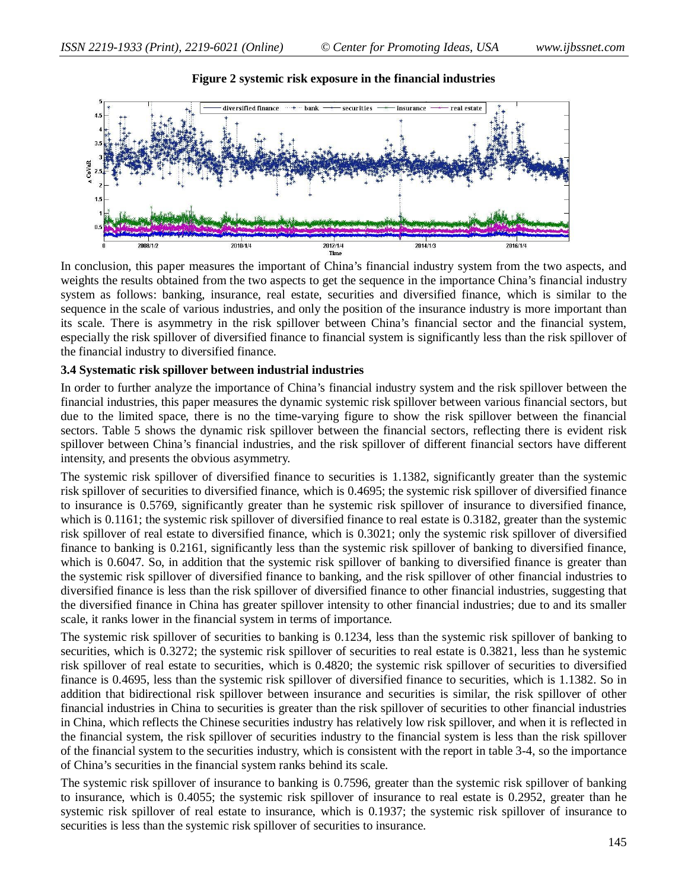**Figure 2 systemic risk exposure in the financial industries**

In conclusion, this paper measures the important of China's financial industry system from the two aspects, and weights the results obtained from the two aspects to get the sequence in the importance China's financial industry system as follows: banking, insurance, real estate, securities and diversified finance, which is similar to the sequence in the scale of various industries, and only the position of the insurance industry is more important than its scale. There is asymmetry in the risk spillover between China's financial sector and the financial system, especially the risk spillover of diversified finance to financial system is significantly less than the risk spillover of the financial industry to diversified finance.

### 3.4 Systematic risk spillover between industrial industries

In order to further analyze the importance of China's financial industry system and the risk spillover between the financial industries, this paper measures the dynamic systemic risk spillover between various financial sectors, but due to the limited space, there is no the time-varying figure to show the risk spillover between the financial sectors. Table 5 shows the dynamic risk spillover between the financial sectors, reflecting there is evident risk spillover between China's financial industries, and the risk spillover of different financial sectors have different intensity, and presents the obvious asymmetry.

The systemic risk spillover of diversified finance to securities is 1.1382, significantly greater than the systemic risk spillover of securities to diversified finance, which is 0.4695; the systemic risk spillover of diversified finance to insurance is 0.5769, significantly greater than he systemic risk spillover of insurance to diversified finance, which is 0.1161; the systemic risk spillover of diversified finance to real estate is 0.3182, greater than the systemic risk spillover of real estate to diversified finance, which is 0.3021; only the systemic risk spillover of diversified finance to banking is 0.2161, significantly less than the systemic risk spillover of banking to diversified finance, which is 0.6047. So, in addition that the systemic risk spillover of banking to diversified finance is greater than the systemic risk spillover of diversified finance to banking, and the risk spillover of other financial industries to diversified finance is less than the risk spillover of diversified finance to other financial industries, suggesting that the diversified finance in China has greater spillover intensity to other financial industries; due to and its smaller scale, it ranks lower in the financial system in terms of importance.

The systemic risk spillover of securities to banking is 0.1234, less than the systemic risk spillover of banking to securities, which is 0.3272; the systemic risk spillover of securities to real estate is 0.3821, less than he systemic risk spillover of real estate to securities, which is 0.4820; the systemic risk spillover of securities to diversified finance is 0.4695, less than the systemic risk spillover of diversified finance to securities, which is 1.1382. So in addition that bidirectional risk spillover between insurance and securities is similar, the risk spillover of other financial industries in China to securities is greater than the risk spillover of securities to other financial industries in China, which reflects the Chinese securities industry has relatively low risk spillover, and when it is reflected in the financial system, the risk spillover of securities industry to the financial system is less than the risk spillover of the financial system to the securities industry, which is consistent with the report in table 3-4, so the importance of China's securities in the financial system ranks behind its scale.

The systemic risk spillover of insurance to banking is 0.7596, greater than the systemic risk spillover of banking to insurance, which is 0.4055; the systemic risk spillover of insurance to real estate is 0.2952, greater than he systemic risk spillover of real estate to insurance, which is 0.1937; the systemic risk spillover of insurance to securities is less than the systemic risk spillover of securities to insurance.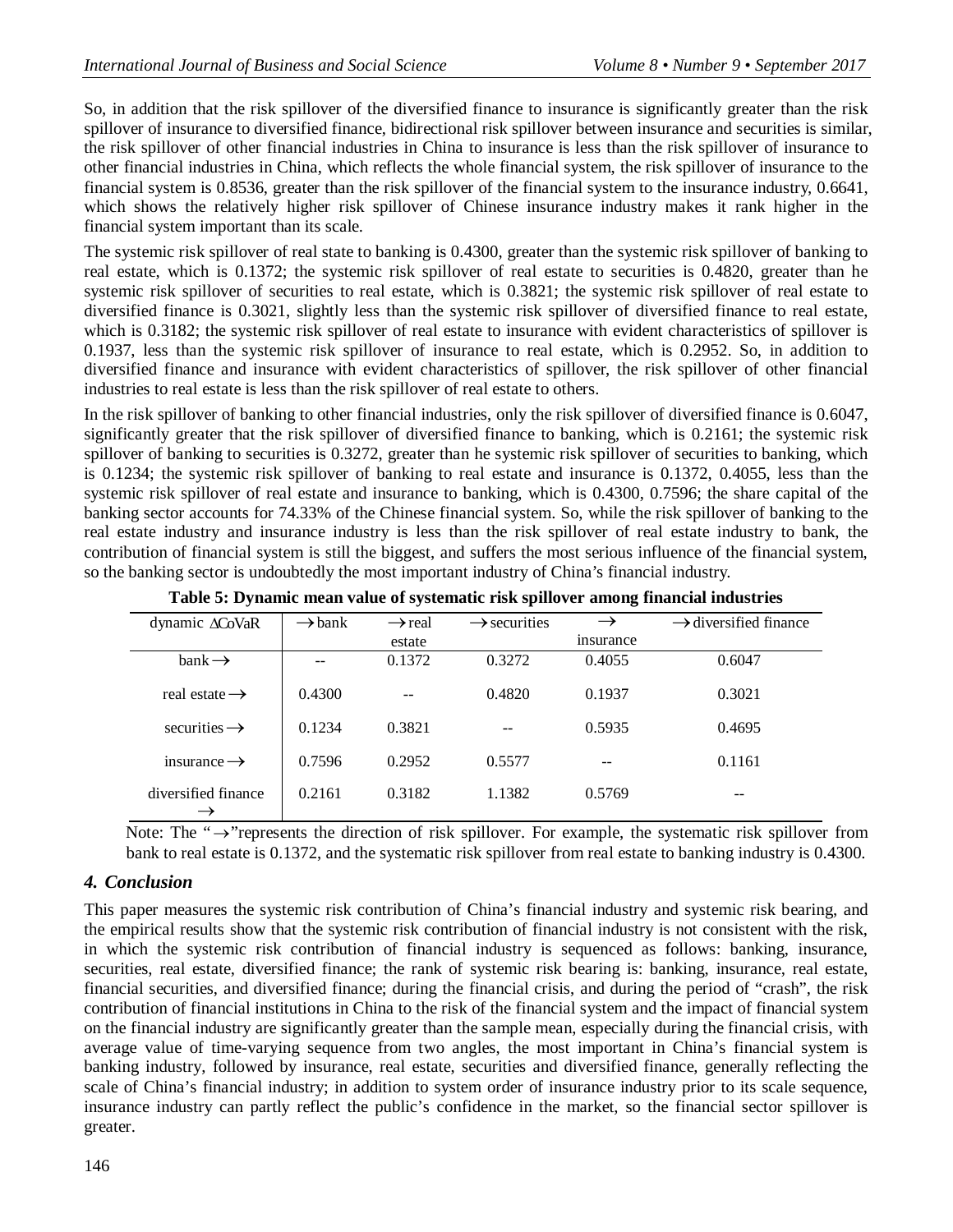So, in addition that the risk spillover of the diversified finance to insurance is significantly greater than the risk spillover of insurance to diversified finance, bidirectional risk spillover between insurance and securities is similar, the risk spillover of other financial industries in China to insurance is less than the risk spillover of insurance to other financial industries in China, which reflects the whole financial system, the risk spillover of insurance to the financial system is 0.8536, greater than the risk spillover of the financial system to the insurance industry, 0.6641, which shows the relatively higher risk spillover of Chinese insurance industry makes it rank higher in the financial system important than its scale.

The systemic risk spillover of real state to banking is 0.4300, greater than the systemic risk spillover of banking to real estate, which is 0.1372; the systemic risk spillover of real estate to securities is 0.4820, greater than he systemic risk spillover of securities to real estate, which is 0.3821; the systemic risk spillover of real estate to diversified finance is 0.3021, slightly less than the systemic risk spillover of diversified finance to real estate, which is 0.3182; the systemic risk spillover of real estate to insurance with evident characteristics of spillover is 0.1937, less than the systemic risk spillover of insurance to real estate, which is 0.2952. So, in addition to diversified finance and insurance with evident characteristics of spillover, the risk spillover of other financial industries to real estate is less than the risk spillover of real estate to others.

In the risk spillover of banking to other financial industries, only the risk spillover of diversified finance is 0.6047, significantly greater that the risk spillover of diversified finance to banking, which is 0.2161; the systemic risk spillover of banking to securities is 0.3272, greater than he systemic risk spillover of securities to banking, which is 0.1234; the systemic risk spillover of banking to real estate and insurance is 0.1372, 0.4055, less than the systemic risk spillover of real estate and insurance to banking, which is 0.4300, 0.7596; the share capital of the banking sector accounts for 74.33% of the Chinese financial system. So, while the risk spillover of banking to the real estate industry and insurance industry is less than the risk spillover of real estate industry to bank, the contribution of financial system is still the biggest, and suffers the most serious influence of the financial system, so the banking sector is undoubtedly the most important industry of China's financial industry.

**Table 5: Dynamic mean value of systematic risk spillover among financial industries**

| dynamic $\Delta$CoVaR | $\rightarrow$bank | $\rightarrow$real estate | $\rightarrow$securities | $\rightarrow$ insurance | $\rightarrow$diversified finance |
|---|---|---|---|---|---|
| bank$\rightarrow$ | -- | 0.1372 | 0.3272 | 0.4055 | 0.6047 |
| real estate$\rightarrow$ | 0.4300 | -- | 0.4820 | 0.1937 | 0.3021 |
| securities$\rightarrow$ | 0.1234 | 0.3821 | -- | 0.5935 | 0.4695 |
| insurance$\rightarrow$ | 0.7596 | 0.2952 | 0.5577 | -- | 0.1161 |
| diversified finance $\rightarrow$ | 0.2161 | 0.3182 | 1.1382 | 0.5769 | -- |

Note: The "$\rightarrow$"represents the direction of risk spillover. For example, the systematic risk spillover from bank to real estate is 0.1372, and the systematic risk spillover from real estate to banking industry is 0.4300.

### *4. Conclusion*

This paper measures the systemic risk contribution of China's financial industry and systemic risk bearing, and the empirical results show that the systemic risk contribution of financial industry is not consistent with the risk, in which the systemic risk contribution of financial industry is sequenced as follows: banking, insurance, securities, real estate, diversified finance; the rank of systemic risk bearing is: banking, insurance, real estate, financial securities, and diversified finance; during the financial crisis, and during the period of "crash", the risk contribution of financial institutions in China to the risk of the financial system and the impact of financial system on the financial industry are significantly greater than the sample mean, especially during the financial crisis, with average value of time-varying sequence from two angles, the most important in China's financial system is banking industry, followed by insurance, real estate, securities and diversified finance, generally reflecting the scale of China's financial industry; in addition to system order of insurance industry prior to its scale sequence, insurance industry can partly reflect the public's confidence in the market, so the financial sector spillover is greater.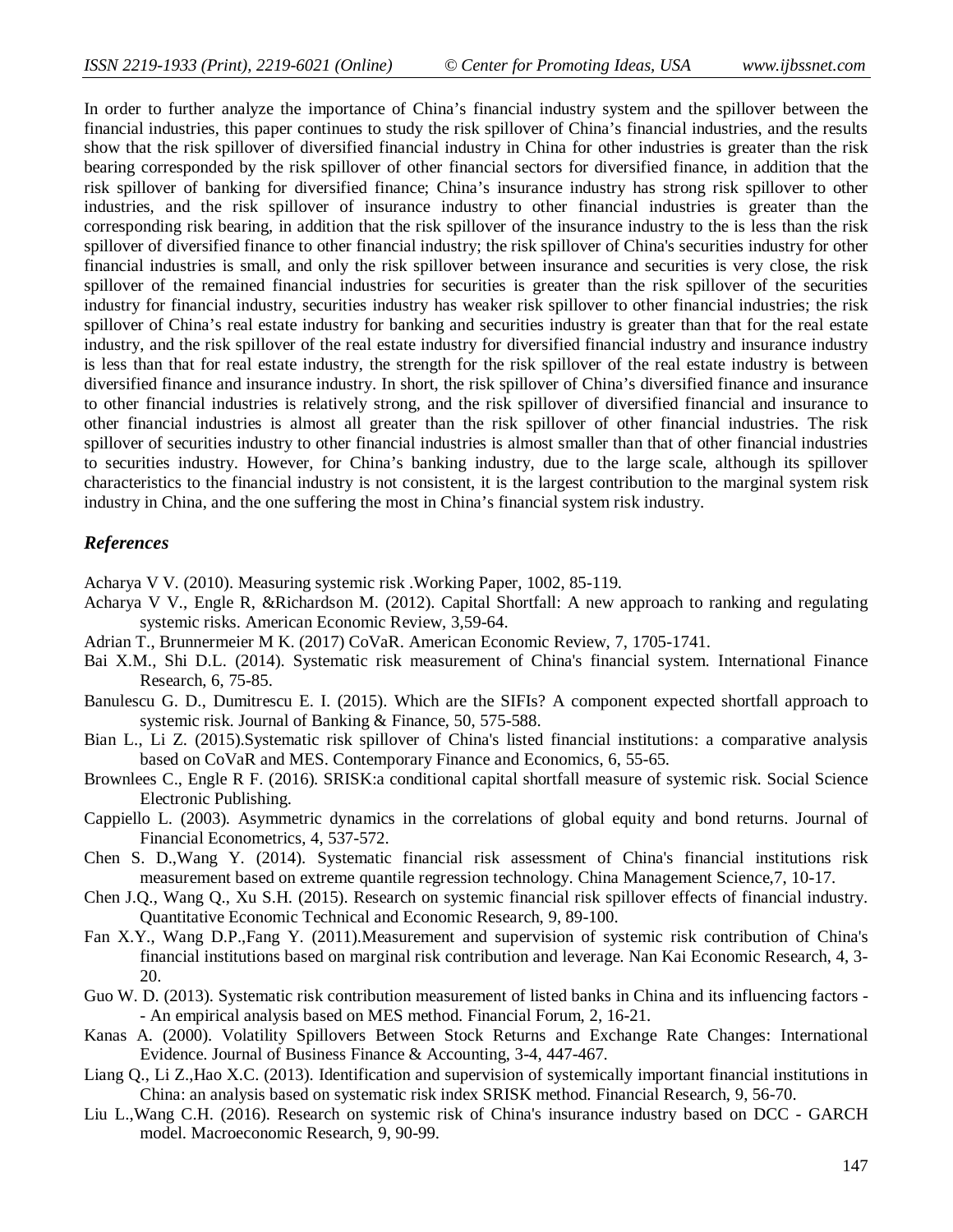In order to further analyze the importance of China's financial industry system and the spillover between the financial industries, this paper continues to study the risk spillover of China's financial industries, and the results show that the risk spillover of diversified financial industry in China for other industries is greater than the risk bearing corresponded by the risk spillover of other financial sectors for diversified finance, in addition that the risk spillover of banking for diversified finance; China's insurance industry has strong risk spillover to other industries, and the risk spillover of insurance industry to other financial industries is greater than the corresponding risk bearing, in addition that the risk spillover of the insurance industry to the is less than the risk spillover of diversified finance to other financial industry; the risk spillover of China's securities industry for other financial industries is small, and only the risk spillover between insurance and securities is very close, the risk spillover of the remained financial industries for securities is greater than the risk spillover of the securities industry for financial industry, securities industry has weaker risk spillover to other financial industries; the risk spillover of China's real estate industry for banking and securities industry is greater than that for the real estate industry, and the risk spillover of the real estate industry for diversified financial industry and insurance industry is less than that for real estate industry, the strength for the risk spillover of the real estate industry is between diversified finance and insurance industry. In short, the risk spillover of China's diversified finance and insurance to other financial industries is relatively strong, and the risk spillover of diversified financial and insurance to other financial industries is almost all greater than the risk spillover of other financial industries. The risk spillover of securities industry to other financial industries is almost smaller than that of other financial industries to securities industry. However, for China's banking industry, due to the large scale, although its spillover characteristics to the financial industry is not consistent, it is the largest contribution to the marginal system risk industry in China, and the one suffering the most in China's financial system risk industry.

## *References*

Acharya V V. (2010). Measuring systemic risk .Working Paper, 1002, 85-119.

Acharya V V., Engle R, &Richardson M. (2012). Capital Shortfall: A new approach to ranking and regulating systemic risks. American Economic Review, 3,59-64.

Adrian T., Brunnermeier M K. (2017) CoVaR. American Economic Review, 7, 1705-1741.

Bai X.M., Shi D.L. (2014). Systematic risk measurement of China's financial system. International Finance Research, 6, 75-85.

Banulescu G. D., Dumitrescu E. I. (2015). Which are the SIFIs? A component expected shortfall approach to systemic risk. Journal of Banking & Finance, 50, 575-588.

Bian L., Li Z. (2015).Systematic risk spillover of China's listed financial institutions: a comparative analysis based on CoVaR and MES. Contemporary Finance and Economics, 6, 55-65.

Brownlees C., Engle R F. (2016). SRISK:a conditional capital shortfall measure of systemic risk. Social Science Electronic Publishing.

Cappiello L. (2003). Asymmetric dynamics in the correlations of global equity and bond returns. Journal of Financial Econometrics, 4, 537-572.

Chen S. D.,Wang Y. (2014). Systematic financial risk assessment of China's financial institutions risk measurement based on extreme quantile regression technology. China Management Science,7, 10-17.

Chen J.Q., Wang Q., Xu S.H. (2015). Research on systemic financial risk spillover effects of financial industry. Quantitative Economic Technical and Economic Research, 9, 89-100.

Fan X.Y., Wang D.P.,Fang Y. (2011).Measurement and supervision of systemic risk contribution of China's financial institutions based on marginal risk contribution and leverage. Nan Kai Economic Research, 4, 3-20.

Guo W. D. (2013). Systematic risk contribution measurement of listed banks in China and its influencing factors -- An empirical analysis based on MES method. Financial Forum, 2, 16-21.

Kanas A. (2000). Volatility Spillovers Between Stock Returns and Exchange Rate Changes: International Evidence. Journal of Business Finance & Accounting, 3-4, 447-467.

Liang Q., Li Z.,Hao X.C. (2013). Identification and supervision of systemically important financial institutions in China: an analysis based on systematic risk index SRISK method. Financial Research, 9, 56-70.

Liu L.,Wang C.H. (2016). Research on systemic risk of China's insurance industry based on DCC - GARCH model. Macroeconomic Research, 9, 90-99.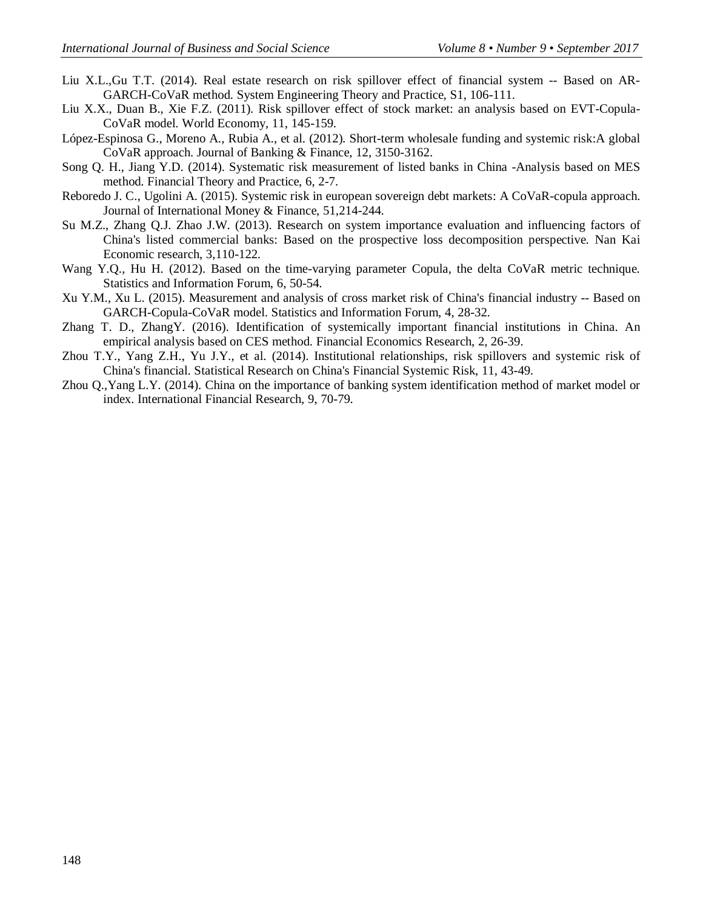Liu X.L.,Gu T.T. (2014). Real estate research on risk spillover effect of financial system -- Based on AR-GARCH-CoVaR method. System Engineering Theory and Practice, S1, 106-111.

Liu X.X., Duan B., Xie F.Z. (2011). Risk spillover effect of stock market: an analysis based on EVT-Copula-CoVaR model. World Economy, 11, 145-159.

López-Espinosa G., Moreno A., Rubia A., et al. (2012). Short-term wholesale funding and systemic risk:A global CoVaR approach. Journal of Banking & Finance, 12, 3150-3162.

Song Q. H., Jiang Y.D. (2014). Systematic risk measurement of listed banks in China -Analysis based on MES method. Financial Theory and Practice, 6, 2-7.

Reboredo J. C., Ugolini A. (2015). Systemic risk in european sovereign debt markets: A CoVaR-copula approach. Journal of International Money & Finance, 51,214-244.

Su M.Z., Zhang Q.J. Zhao J.W. (2013). Research on system importance evaluation and influencing factors of China's listed commercial banks: Based on the prospective loss decomposition perspective. Nan Kai Economic research, 3,110-122.

Wang Y.Q., Hu H. (2012). Based on the time-varying parameter Copula, the delta CoVaR metric technique. Statistics and Information Forum, 6, 50-54.

Xu Y.M., Xu L. (2015). Measurement and analysis of cross market risk of China's financial industry -- Based on GARCH-Copula-CoVaR model. Statistics and Information Forum, 4, 28-32.

Zhang T. D., ZhangY. (2016). Identification of systemically important financial institutions in China. An empirical analysis based on CES method. Financial Economics Research, 2, 26-39.

Zhou T.Y., Yang Z.H., Yu J.Y., et al. (2014). Institutional relationships, risk spillovers and systemic risk of China's financial. Statistical Research on China's Financial Systemic Risk, 11, 43-49.

Zhou Q.,Yang L.Y. (2014). China on the importance of banking system identification method of market model or index. International Financial Research, 9, 70-79.